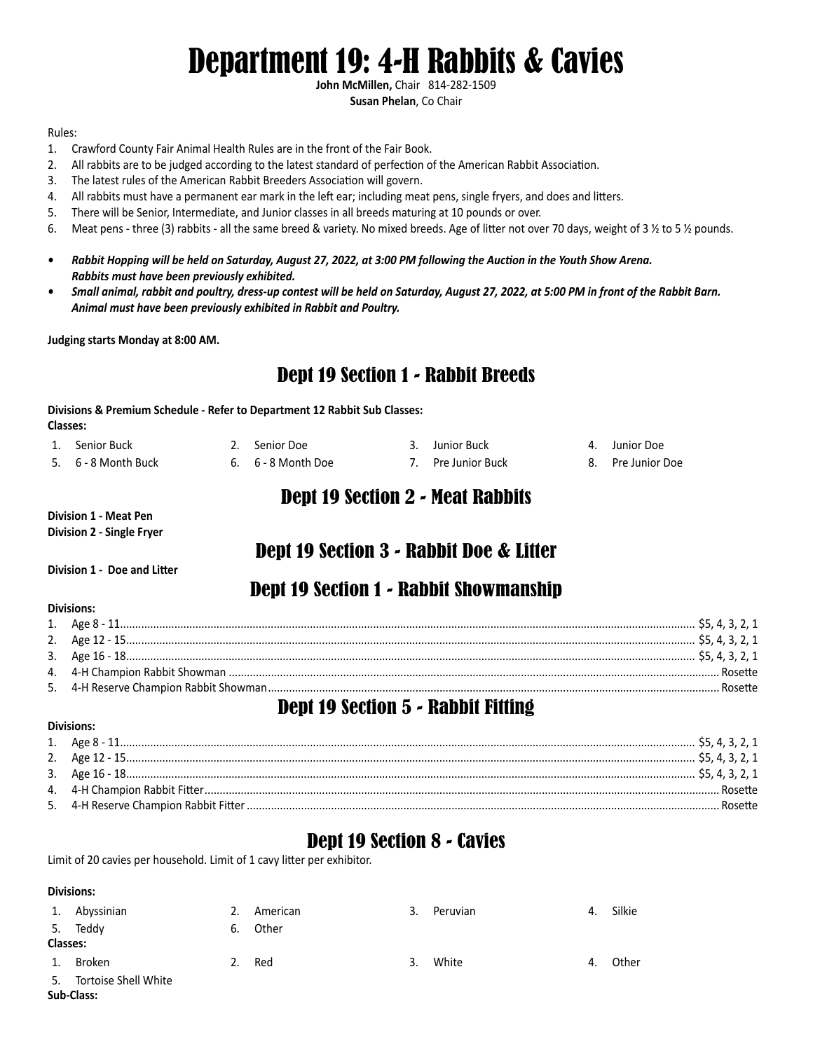# Department 19: 4-H Rabbits & Cavies

**John McMillen,** Chair 814-282-1509
**Susan Phelan**, Co Chair

Rules:

1. Crawford County Fair Animal Health Rules are in the front of the Fair Book.
2. All rabbits are to be judged according to the latest standard of perfection of the American Rabbit Association.
3. The latest rules of the American Rabbit Breeders Association will govern.
4. All rabbits must have a permanent ear mark in the left ear; including meat pens, single fryers, and does and litters.
5. There will be Senior, Intermediate, and Junior classes in all breeds maturing at 10 pounds or over.
6. Meat pens - three (3) rabbits - all the same breed & variety. No mixed breeds. Age of litter not over 70 days, weight of 3 ½ to 5 ½ pounds.

- ***Rabbit Hopping will be held on Saturday, August 27, 2022, at 3:00 PM following the Auction in the Youth Show Arena. Rabbits must have been previously exhibited.***
- ***Small animal, rabbit and poultry, dress-up contest will be held on Saturday, August 27, 2022, at 5:00 PM in front of the Rabbit Barn. Animal must have been previously exhibited in Rabbit and Poultry.***

**Judging starts Monday at 8:00 AM.**

## Dept 19 Section 1 - Rabbit Breeds

**Divisions & Premium Schedule - Refer to Department 12 Rabbit Sub Classes:**
**Classes:**

1. Senior Buck
2. Senior Doe
3. Junior Buck
4. Junior Doe
5. 6 - 8 Month Buck
6. 6 - 8 Month Doe
7. Pre Junior Buck
8. Pre Junior Doe

## Dept 19 Section 2 - Meat Rabbits

**Division 1 - Meat Pen**
**Division 2 - Single Fryer**

## Dept 19 Section 3 - Rabbit Doe & Litter

**Division 1 - Doe and Litter**

## Dept 19 Section 1 - Rabbit Showmanship

**Divisions:**

1. Age 8 - 11 .......... $5, 4, 3, 2, 1
2. Age 12 - 15 .......... $5, 4, 3, 2, 1
3. Age 16 - 18 .......... $5, 4, 3, 2, 1
4. 4-H Champion Rabbit Showman .......... Rosette
5. 4-H Reserve Champion Rabbit Showman .......... Rosette

## Dept 19 Section 5 - Rabbit Fitting

**Divisions:**

1. Age 8 - 11 .......... $5, 4, 3, 2, 1
2. Age 12 - 15 .......... $5, 4, 3, 2, 1
3. Age 16 - 18 .......... $5, 4, 3, 2, 1
4. 4-H Champion Rabbit Fitter .......... Rosette
5. 4-H Reserve Champion Rabbit Fitter .......... Rosette

## Dept 19 Section 8 - Cavies

Limit of 20 cavies per household. Limit of 1 cavy litter per exhibitor.

**Divisions:**

1. Abyssinian
2. American
3. Peruvian
4. Silkie
5. Teddy
6. Other

**Classes:**

1. Broken
2. Red
3. White
4. Other
5. Tortoise Shell White

**Sub-Class:**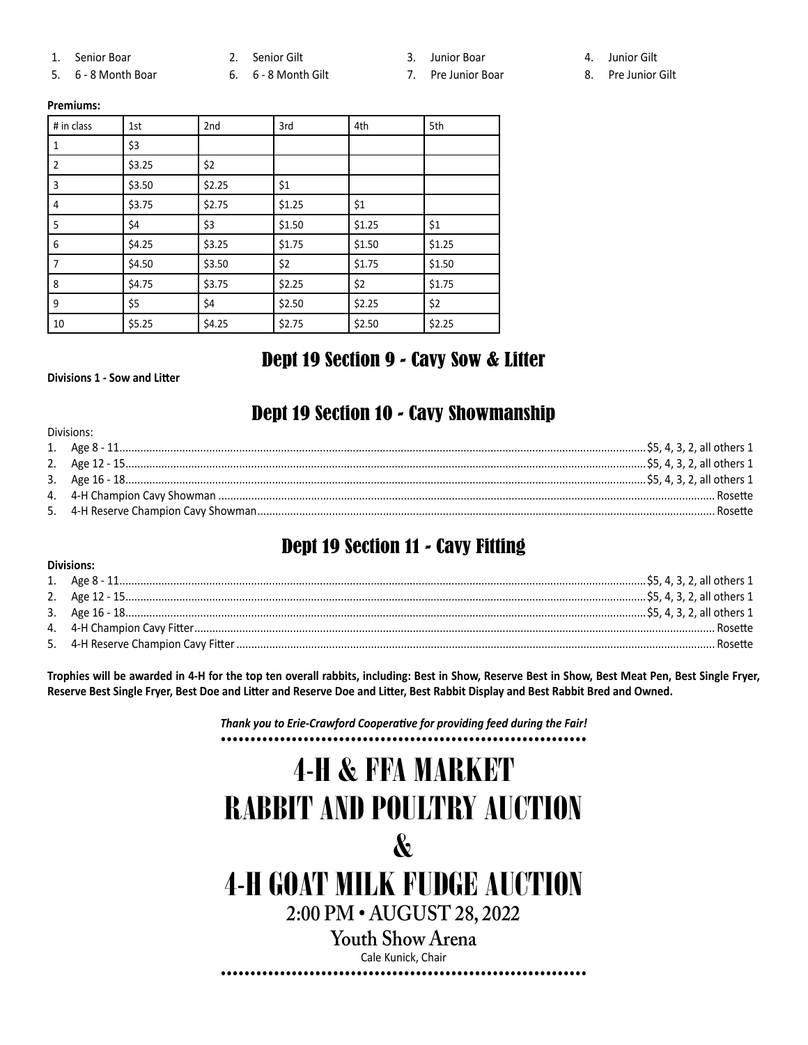1. Senior Boar
2. Senior Gilt
3. Junior Boar
4. Junior Gilt
5. 6 - 8 Month Boar
6. 6 - 8 Month Gilt
7. Pre Junior Boar
8. Pre Junior Gilt

**Premiums:**

| # in class | 1st | 2nd | 3rd | 4th | 5th |
|---|---|---|---|---|---|
| 1 | $3 | | | | |
| 2 | $3.25 | $2 | | | |
| 3 | $3.50 | $2.25 | $1 | | |
| 4 | $3.75 | $2.75 | $1.25 | $1 | |
| 5 | $4 | $3 | $1.50 | $1.25 | $1 |
| 6 | $4.25 | $3.25 | $1.75 | $1.50 | $1.25 |
| 7 | $4.50 | $3.50 | $2 | $1.75 | $1.50 |
| 8 | $4.75 | $3.75 | $2.25 | $2 | $1.75 |
| 9 | $5 | $4 | $2.50 | $2.25 | $2 |
| 10 | $5.25 | $4.25 | $2.75 | $2.50 | $2.25 |

## Dept 19 Section 9 - Cavy Sow & Litter

**Divisions 1 - Sow and Litter**

## Dept 19 Section 10 - Cavy Showmanship

Divisions:

1. Age 8 - 11 .......... $5, 4, 3, 2, all others 1
2. Age 12 - 15 .......... $5, 4, 3, 2, all others 1
3. Age 16 - 18 .......... $5, 4, 3, 2, all others 1
4. 4-H Champion Cavy Showman .......... Rosette
5. 4-H Reserve Champion Cavy Showman .......... Rosette

## Dept 19 Section 11 - Cavy Fitting

**Divisions:**

1. Age 8 - 11 .......... $5, 4, 3, 2, all others 1
2. Age 12 - 15 .......... $5, 4, 3, 2, all others 1
3. Age 16 - 18 .......... $5, 4, 3, 2, all others 1
4. 4-H Champion Cavy Fitter .......... Rosette
5. 4-H Reserve Champion Cavy Fitter .......... Rosette

**Trophies will be awarded in 4-H for the top ten overall rabbits, including: Best in Show, Reserve Best in Show, Best Meat Pen, Best Single Fryer, Reserve Best Single Fryer, Best Doe and Litter and Reserve Doe and Litter, Best Rabbit Display and Best Rabbit Bred and Owned.**

***Thank you to Erie-Crawford Cooperative for providing feed during the Fair!***

# 4-H & FFA MARKET RABBIT AND POULTRY AUCTION & 4-H GOAT MILK FUDGE AUCTION

**2:00 PM • AUGUST 28, 2022**

**Youth Show Arena**

Cale Kunick, Chair